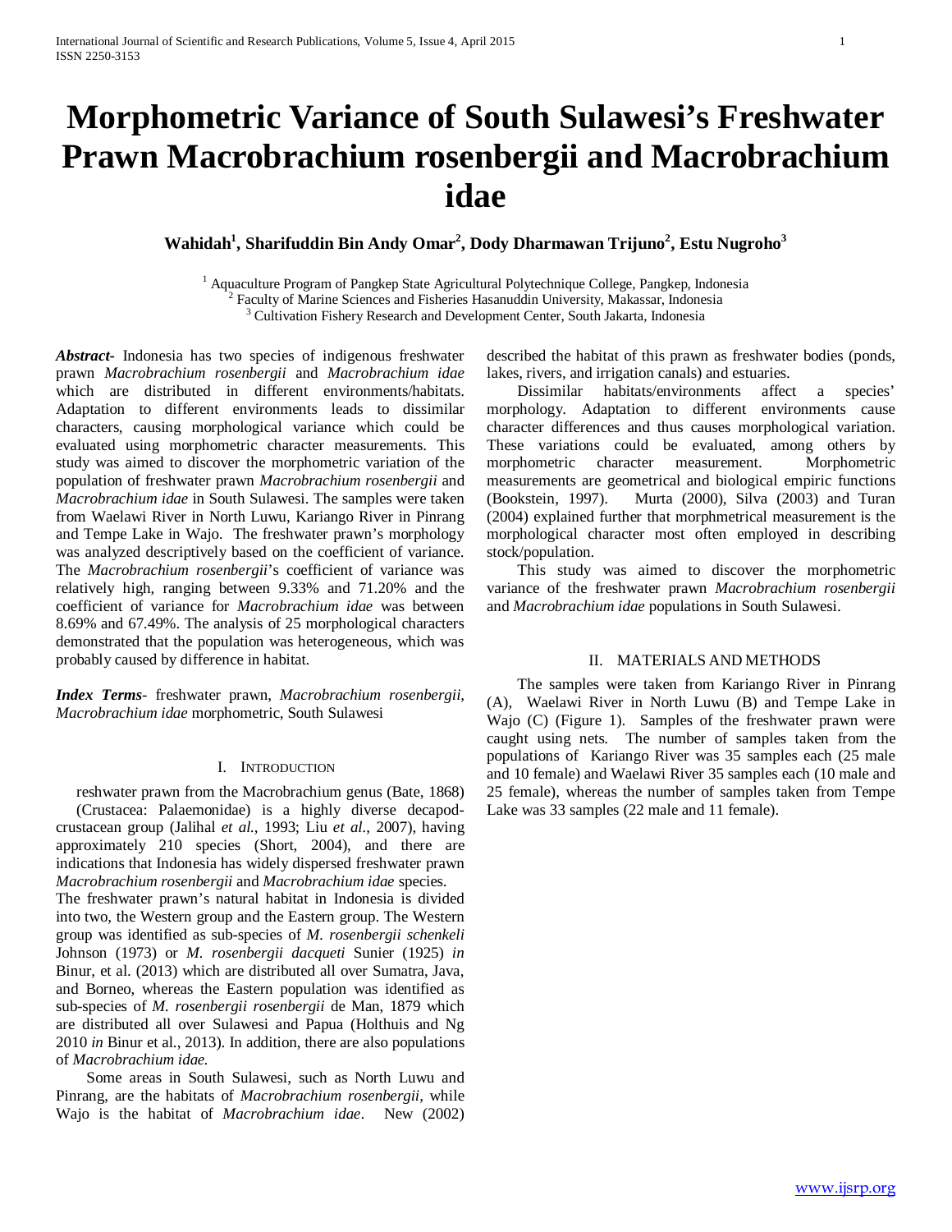# Morphometric Variance of South Sulawesi's Freshwater Prawn Macrobrachium rosenbergii and Macrobrachium idae

**Wahidah[1], Sharifuddin Bin Andy Omar[2], Dody Dharmawan Trijuno[2], Estu Nugroho[3]**

[1] Aquaculture Program of Pangkep State Agricultural Polytechnique College, Pangkep, Indonesia
[2] Faculty of Marine Sciences and Fisheries Hasanuddin University, Makassar, Indonesia
[3] Cultivation Fishery Research and Development Center, South Jakarta, Indonesia

***Abstract***- Indonesia has two species of indigenous freshwater prawn *Macrobrachium rosenbergii* and *Macrobrachium idae* which are distributed in different environments/habitats. Adaptation to different environments leads to dissimilar characters, causing morphological variance which could be evaluated using morphometric character measurements. This study was aimed to discover the morphometric variation of the population of freshwater prawn *Macrobrachium rosenbergii* and *Macrobrachium idae* in South Sulawesi. The samples were taken from Waelawi River in North Luwu, Kariango River in Pinrang and Tempe Lake in Wajo. The freshwater prawn's morphology was analyzed descriptively based on the coefficient of variance. The *Macrobrachium rosenbergii*'s coefficient of variance was relatively high, ranging between 9.33% and 71.20% and the coefficient of variance for *Macrobrachium idae* was between 8.69% and 67.49%. The analysis of 25 morphological characters demonstrated that the population was heterogeneous, which was probably caused by difference in habitat.

***Index Terms***- freshwater prawn, *Macrobrachium rosenbergii*, *Macrobrachium idae* morphometric, South Sulawesi

## I. Introduction

reshwater prawn from the Macrobrachium genus (Bate, 1868) (Crustacea: Palaemonidae) is a highly diverse decapod-crustacean group (Jalihal *et al.*, 1993; Liu *et al.*, 2007), having approximately 210 species (Short, 2004), and there are indications that Indonesia has widely dispersed freshwater prawn *Macrobrachium rosenbergii* and *Macrobrachium idae* species. The freshwater prawn's natural habitat in Indonesia is divided into two, the Western group and the Eastern group. The Western group was identified as sub-species of *M. rosenbergii schenkeli* Johnson (1973) or *M. rosenbergii dacqueti* Sunier (1925) *in* Binur, et al. (2013) which are distributed all over Sumatra, Java, and Borneo, whereas the Eastern population was identified as sub-species of *M. rosenbergii rosenbergii* de Man, 1879 which are distributed all over Sulawesi and Papua (Holthuis and Ng 2010 *in* Binur et al., 2013). In addition, there are also populations of *Macrobrachium idae.*

Some areas in South Sulawesi, such as North Luwu and Pinrang, are the habitats of *Macrobrachium rosenbergii*, while Wajo is the habitat of *Macrobrachium idae*. New (2002) described the habitat of this prawn as freshwater bodies (ponds, lakes, rivers, and irrigation canals) and estuaries.

Dissimilar habitats/environments affect a species' morphology. Adaptation to different environments cause character differences and thus causes morphological variation. These variations could be evaluated, among others by morphometric character measurement. Morphometric measurements are geometrical and biological empiric functions (Bookstein, 1997). Murta (2000), Silva (2003) and Turan (2004) explained further that morphmetrical measurement is the morphological character most often employed in describing stock/population.

This study was aimed to discover the morphometric variance of the freshwater prawn *Macrobrachium rosenbergii* and *Macrobrachium idae* populations in South Sulawesi.

## II. Materials and Methods

The samples were taken from Kariango River in Pinrang (A), Waelawi River in North Luwu (B) and Tempe Lake in Wajo (C) (Figure 1). Samples of the freshwater prawn were caught using nets. The number of samples taken from the populations of Kariango River was 35 samples each (25 male and 10 female) and Waelawi River 35 samples each (10 male and 25 female), whereas the number of samples taken from Tempe Lake was 33 samples (22 male and 11 female).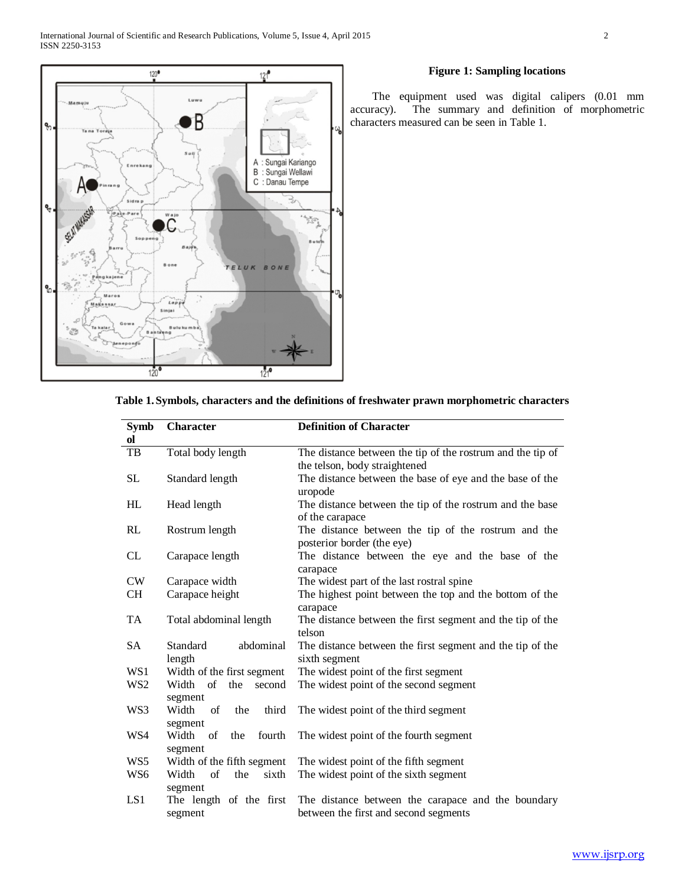**Figure 1: Sampling locations**

The equipment used was digital calipers (0.01 mm accuracy). The summary and definition of morphometric characters measured can be seen in Table 1.

**Table 1. Symbols, characters and the definitions of freshwater prawn morphometric characters**

| Symbol | Character | Definition of Character |
|---|---|---|
| TB | Total body length | The distance between the tip of the rostrum and the tip of the telson, body straightened |
| SL | Standard length | The distance between the base of eye and the base of the uropode |
| HL | Head length | The distance between the tip of the rostrum and the base of the carapace |
| RL | Rostrum length | The distance between the tip of the rostrum and the posterior border (the eye) |
| CL | Carapace length | The distance between the eye and the base of the carapace |
| CW | Carapace width | The widest part of the last rostral spine |
| CH | Carapace height | The highest point between the top and the bottom of the carapace |
| TA | Total abdominal length | The distance between the first segment and the tip of the telson |
| SA | Standard abdominal length | The distance between the first segment and the tip of the sixth segment |
| WS1 | Width of the first segment | The widest point of the first segment |
| WS2 | Width of the second segment | The widest point of the second segment |
| WS3 | Width of the third segment | The widest point of the third segment |
| WS4 | Width of the fourth segment | The widest point of the fourth segment |
| WS5 | Width of the fifth segment | The widest point of the fifth segment |
| WS6 | Width of the sixth segment | The widest point of the sixth segment |
| LS1 | The length of the first segment | The distance between the carapace and the boundary between the first and second segments |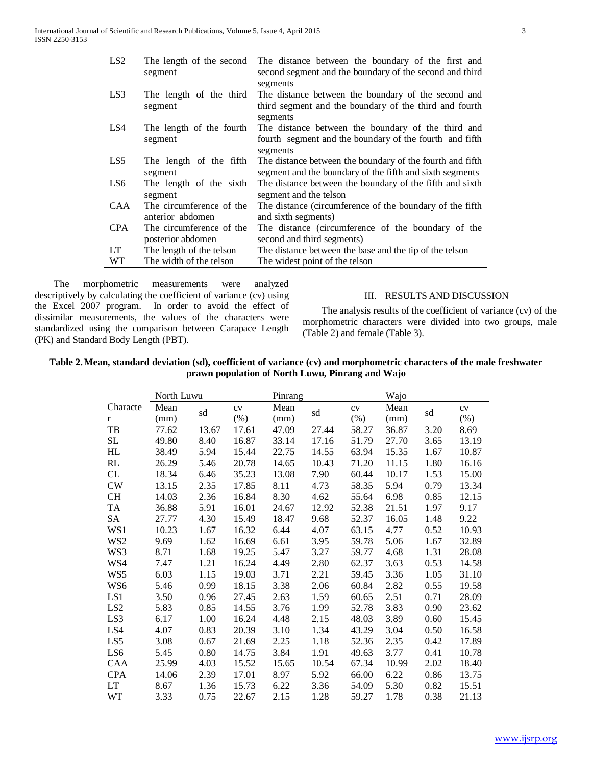| | | |
|---|---|---|
| LS2 | The length of the second segment | The distance between the boundary of the first and second segment and the boundary of the second and third segments |
| LS3 | The length of the third segment | The distance between the boundary of the second and third segment and the boundary of the third and fourth segments |
| LS4 | The length of the fourth segment | The distance between the boundary of the third and fourth segment and the boundary of the fourth and fifth segments |
| LS5 | The length of the fifth segment | The distance between the boundary of the fourth and fifth segment and the boundary of the fifth and sixth segments |
| LS6 | The length of the sixth segment | The distance between the boundary of the fifth and sixth segment and the telson |
| CAA | The circumference of the anterior abdomen | The distance (circumference of the boundary of the fifth and sixth segments) |
| CPA | The circumference of the posterior abdomen | The distance (circumference of the boundary of the second and third segments) |
| LT | The length of the telson | The distance between the base and the tip of the telson |
| WT | The width of the telson | The widest point of the telson |

The morphometric measurements were analyzed descriptively by calculating the coefficient of variance (cv) using the Excel 2007 program. In order to avoid the effect of dissimilar measurements, the values of the characters were standardized using the comparison between Carapace Length (PK) and Standard Body Length (PBT).

## III. RESULTS AND DISCUSSION

The analysis results of the coefficient of variance (cv) of the morphometric characters were divided into two groups, male (Table 2) and female (Table 3).

**Table 2. Mean, standard deviation (sd), coefficient of variance (cv) and morphometric characters of the male freshwater prawn population of North Luwu, Pinrang and Wajo**

| Character | North Luwu | | | Pinrang | | | Wajo | | |
|---|---|---|---|---|---|---|---|---|---|
| | Mean (mm) | sd | cv (%) | Mean (mm) | sd | cv (%) | Mean (mm) | sd | cv (%) |
| TB | 77.62 | 13.67 | 17.61 | 47.09 | 27.44 | 58.27 | 36.87 | 3.20 | 8.69 |
| SL | 49.80 | 8.40 | 16.87 | 33.14 | 17.16 | 51.79 | 27.70 | 3.65 | 13.19 |
| HL | 38.49 | 5.94 | 15.44 | 22.75 | 14.55 | 63.94 | 15.35 | 1.67 | 10.87 |
| RL | 26.29 | 5.46 | 20.78 | 14.65 | 10.43 | 71.20 | 11.15 | 1.80 | 16.16 |
| CL | 18.34 | 6.46 | 35.23 | 13.08 | 7.90 | 60.44 | 10.17 | 1.53 | 15.00 |
| CW | 13.15 | 2.35 | 17.85 | 8.11 | 4.73 | 58.35 | 5.94 | 0.79 | 13.34 |
| CH | 14.03 | 2.36 | 16.84 | 8.30 | 4.62 | 55.64 | 6.98 | 0.85 | 12.15 |
| TA | 36.88 | 5.91 | 16.01 | 24.67 | 12.92 | 52.38 | 21.51 | 1.97 | 9.17 |
| SA | 27.77 | 4.30 | 15.49 | 18.47 | 9.68 | 52.37 | 16.05 | 1.48 | 9.22 |
| WS1 | 10.23 | 1.67 | 16.32 | 6.44 | 4.07 | 63.15 | 4.77 | 0.52 | 10.93 |
| WS2 | 9.69 | 1.62 | 16.69 | 6.61 | 3.95 | 59.78 | 5.06 | 1.67 | 32.89 |
| WS3 | 8.71 | 1.68 | 19.25 | 5.47 | 3.27 | 59.77 | 4.68 | 1.31 | 28.08 |
| WS4 | 7.47 | 1.21 | 16.24 | 4.49 | 2.80 | 62.37 | 3.63 | 0.53 | 14.58 |
| WS5 | 6.03 | 1.15 | 19.03 | 3.71 | 2.21 | 59.45 | 3.36 | 1.05 | 31.10 |
| WS6 | 5.46 | 0.99 | 18.15 | 3.38 | 2.06 | 60.84 | 2.82 | 0.55 | 19.58 |
| LS1 | 3.50 | 0.96 | 27.45 | 2.63 | 1.59 | 60.65 | 2.51 | 0.71 | 28.09 |
| LS2 | 5.83 | 0.85 | 14.55 | 3.76 | 1.99 | 52.78 | 3.83 | 0.90 | 23.62 |
| LS3 | 6.17 | 1.00 | 16.24 | 4.48 | 2.15 | 48.03 | 3.89 | 0.60 | 15.45 |
| LS4 | 4.07 | 0.83 | 20.39 | 3.10 | 1.34 | 43.29 | 3.04 | 0.50 | 16.58 |
| LS5 | 3.08 | 0.67 | 21.69 | 2.25 | 1.18 | 52.36 | 2.35 | 0.42 | 17.89 |
| LS6 | 5.45 | 0.80 | 14.75 | 3.84 | 1.91 | 49.63 | 3.77 | 0.41 | 10.78 |
| CAA | 25.99 | 4.03 | 15.52 | 15.65 | 10.54 | 67.34 | 10.99 | 2.02 | 18.40 |
| CPA | 14.06 | 2.39 | 17.01 | 8.97 | 5.92 | 66.00 | 6.22 | 0.86 | 13.75 |
| LT | 8.67 | 1.36 | 15.73 | 6.22 | 3.36 | 54.09 | 5.30 | 0.82 | 15.51 |
| WT | 3.33 | 0.75 | 22.67 | 2.15 | 1.28 | 59.27 | 1.78 | 0.38 | 21.13 |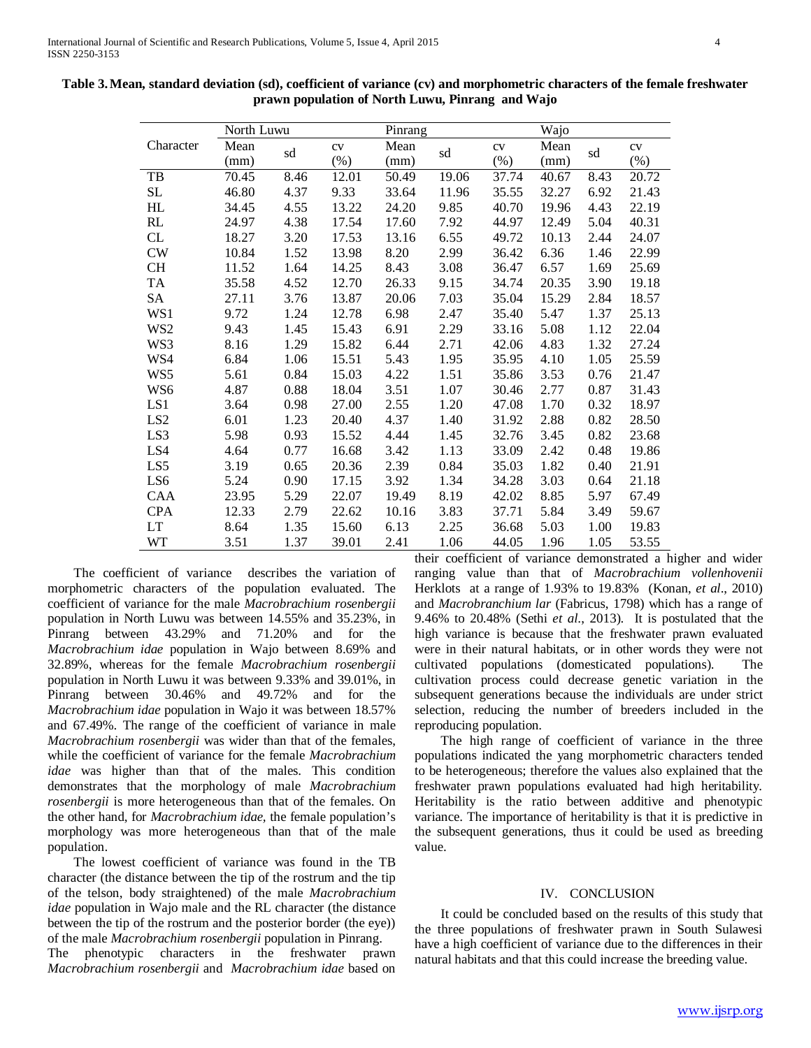**Table 3. Mean, standard deviation (sd), coefficient of variance (cv) and morphometric characters of the female freshwater prawn population of North Luwu, Pinrang and Wajo**

| Character | North Luwu | | | Pinrang | | | Wajo | | |
|---|---|---|---|---|---|---|---|---|---|
| | Mean (mm) | sd | cv (%) | Mean (mm) | sd | cv (%) | Mean (mm) | sd | cv (%) |
| TB | 70.45 | 8.46 | 12.01 | 50.49 | 19.06 | 37.74 | 40.67 | 8.43 | 20.72 |
| SL | 46.80 | 4.37 | 9.33 | 33.64 | 11.96 | 35.55 | 32.27 | 6.92 | 21.43 |
| HL | 34.45 | 4.55 | 13.22 | 24.20 | 9.85 | 40.70 | 19.96 | 4.43 | 22.19 |
| RL | 24.97 | 4.38 | 17.54 | 17.60 | 7.92 | 44.97 | 12.49 | 5.04 | 40.31 |
| CL | 18.27 | 3.20 | 17.53 | 13.16 | 6.55 | 49.72 | 10.13 | 2.44 | 24.07 |
| CW | 10.84 | 1.52 | 13.98 | 8.20 | 2.99 | 36.42 | 6.36 | 1.46 | 22.99 |
| CH | 11.52 | 1.64 | 14.25 | 8.43 | 3.08 | 36.47 | 6.57 | 1.69 | 25.69 |
| TA | 35.58 | 4.52 | 12.70 | 26.33 | 9.15 | 34.74 | 20.35 | 3.90 | 19.18 |
| SA | 27.11 | 3.76 | 13.87 | 20.06 | 7.03 | 35.04 | 15.29 | 2.84 | 18.57 |
| WS1 | 9.72 | 1.24 | 12.78 | 6.98 | 2.47 | 35.40 | 5.47 | 1.37 | 25.13 |
| WS2 | 9.43 | 1.45 | 15.43 | 6.91 | 2.29 | 33.16 | 5.08 | 1.12 | 22.04 |
| WS3 | 8.16 | 1.29 | 15.82 | 6.44 | 2.71 | 42.06 | 4.83 | 1.32 | 27.24 |
| WS4 | 6.84 | 1.06 | 15.51 | 5.43 | 1.95 | 35.95 | 4.10 | 1.05 | 25.59 |
| WS5 | 5.61 | 0.84 | 15.03 | 4.22 | 1.51 | 35.86 | 3.53 | 0.76 | 21.47 |
| WS6 | 4.87 | 0.88 | 18.04 | 3.51 | 1.07 | 30.46 | 2.77 | 0.87 | 31.43 |
| LS1 | 3.64 | 0.98 | 27.00 | 2.55 | 1.20 | 47.08 | 1.70 | 0.32 | 18.97 |
| LS2 | 6.01 | 1.23 | 20.40 | 4.37 | 1.40 | 31.92 | 2.88 | 0.82 | 28.50 |
| LS3 | 5.98 | 0.93 | 15.52 | 4.44 | 1.45 | 32.76 | 3.45 | 0.82 | 23.68 |
| LS4 | 4.64 | 0.77 | 16.68 | 3.42 | 1.13 | 33.09 | 2.42 | 0.48 | 19.86 |
| LS5 | 3.19 | 0.65 | 20.36 | 2.39 | 0.84 | 35.03 | 1.82 | 0.40 | 21.91 |
| LS6 | 5.24 | 0.90 | 17.15 | 3.92 | 1.34 | 34.28 | 3.03 | 0.64 | 21.18 |
| CAA | 23.95 | 5.29 | 22.07 | 19.49 | 8.19 | 42.02 | 8.85 | 5.97 | 67.49 |
| CPA | 12.33 | 2.79 | 22.62 | 10.16 | 3.83 | 37.71 | 5.84 | 3.49 | 59.67 |
| LT | 8.64 | 1.35 | 15.60 | 6.13 | 2.25 | 36.68 | 5.03 | 1.00 | 19.83 |
| WT | 3.51 | 1.37 | 39.01 | 2.41 | 1.06 | 44.05 | 1.96 | 1.05 | 53.55 |

The coefficient of variance describes the variation of morphometric characters of the population evaluated. The coefficient of variance for the male *Macrobrachium rosenbergii* population in North Luwu was between 14.55% and 35.23%, in Pinrang between 43.29% and 71.20% and for the *Macrobrachium idae* population in Wajo between 8.69% and 32.89%, whereas for the female *Macrobrachium rosenbergii* population in North Luwu it was between 9.33% and 39.01%, in Pinrang between 30.46% and 49.72% and for the *Macrobrachium idae* population in Wajo it was between 18.57% and 67.49%. The range of the coefficient of variance in male *Macrobrachium rosenbergii* was wider than that of the females, while the coefficient of variance for the female *Macrobrachium idae* was higher than that of the males. This condition demonstrates that the morphology of male *Macrobrachium rosenbergii* is more heterogeneous than that of the females. On the other hand, for *Macrobrachium idae,* the female population's morphology was more heterogeneous than that of the male population.

The lowest coefficient of variance was found in the TB character (the distance between the tip of the rostrum and the tip of the telson, body straightened) of the male *Macrobrachium idae* population in Wajo male and the RL character (the distance between the tip of the rostrum and the posterior border (the eye)) of the male *Macrobrachium rosenbergii* population in Pinrang.

The phenotypic characters in the freshwater prawn *Macrobrachium rosenbergii* and *Macrobrachium idae* based on their coefficient of variance demonstrated a higher and wider ranging value than that of *Macrobrachium vollenhovenii* Herklots at a range of 1.93% to 19.83% (Konan, *et al*., 2010) and *Macrobranchium lar* (Fabricus, 1798) which has a range of 9.46% to 20.48% (Sethi *et al*., 2013). It is postulated that the high variance is because that the freshwater prawn evaluated were in their natural habitats, or in other words they were not cultivated populations (domesticated populations). The cultivation process could decrease genetic variation in the subsequent generations because the individuals are under strict selection, reducing the number of breeders included in the reproducing population.

The high range of coefficient of variance in the three populations indicated the yang morphometric characters tended to be heterogeneous; therefore the values also explained that the freshwater prawn populations evaluated had high heritability. Heritability is the ratio between additive and phenotypic variance. The importance of heritability is that it is predictive in the subsequent generations, thus it could be used as breeding value.

## IV. CONCLUSION

It could be concluded based on the results of this study that the three populations of freshwater prawn in South Sulawesi have a high coefficient of variance due to the differences in their natural habitats and that this could increase the breeding value.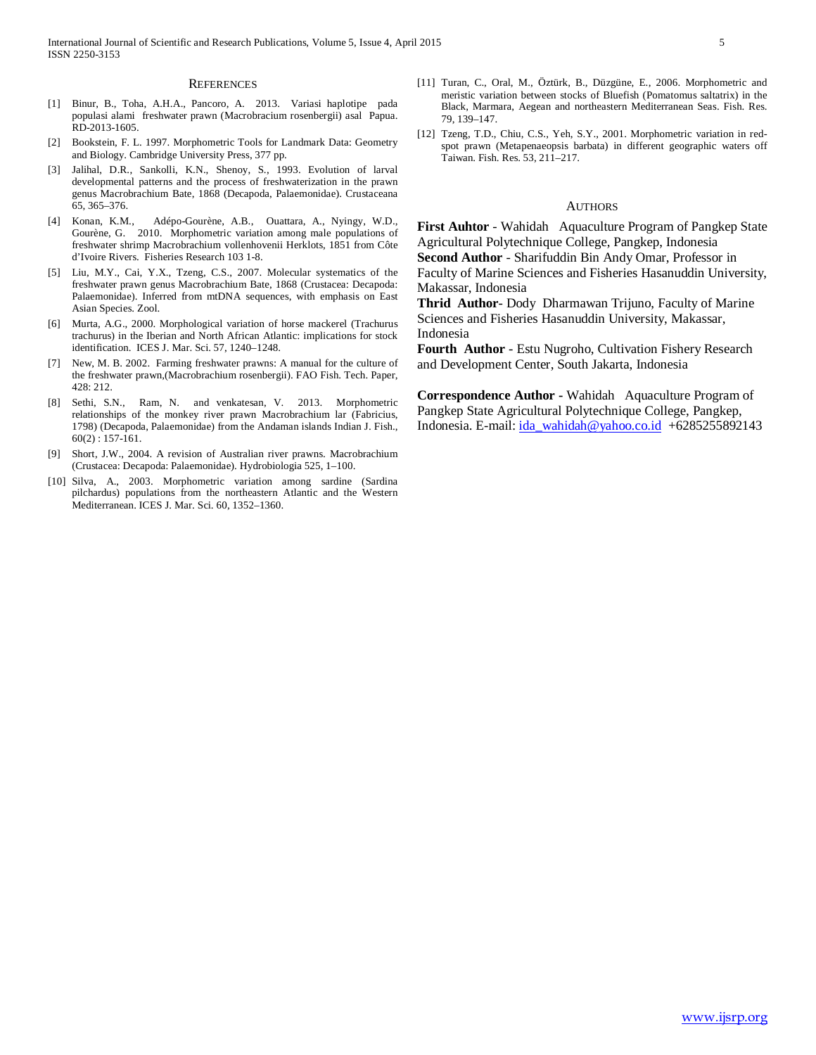## REFERENCES

[1] Binur, B., Toha, A.H.A., Pancoro, A. 2013. Variasi haplotipe pada populasi alami freshwater prawn (Macrobracium rosenbergii) asal Papua. RD-2013-1605.

[2] Bookstein, F. L. 1997. Morphometric Tools for Landmark Data: Geometry and Biology. Cambridge University Press, 377 pp.

[3] Jalihal, D.R., Sankolli, K.N., Shenoy, S., 1993. Evolution of larval developmental patterns and the process of freshwaterization in the prawn genus Macrobrachium Bate, 1868 (Decapoda, Palaemonidae). Crustaceana 65, 365–376.

[4] Konan, K.M., Adépo-Gourène, A.B., Ouattara, A., Nyingy, W.D., Gourène, G. 2010. Morphometric variation among male populations of freshwater shrimp Macrobrachium vollenhovenii Herklots, 1851 from Côte d'Ivoire Rivers. Fisheries Research 103 1-8.

[5] Liu, M.Y., Cai, Y.X., Tzeng, C.S., 2007. Molecular systematics of the freshwater prawn genus Macrobrachium Bate, 1868 (Crustacea: Decapoda: Palaemonidae). Inferred from mtDNA sequences, with emphasis on East Asian Species. Zool.

[6] Murta, A.G., 2000. Morphological variation of horse mackerel (Trachurus trachurus) in the Iberian and North African Atlantic: implications for stock identification. ICES J. Mar. Sci. 57, 1240–1248.

[7] New, M. B. 2002. Farming freshwater prawns: A manual for the culture of the freshwater prawn,(Macrobrachium rosenbergii). FAO Fish. Tech. Paper, 428: 212.

[8] Sethi, S.N., Ram, N. and venkatesan, V. 2013. Morphometric relationships of the monkey river prawn Macrobrachium lar (Fabricius, 1798) (Decapoda, Palaemonidae) from the Andaman islands Indian J. Fish., 60(2) : 157-161.

[9] Short, J.W., 2004. A revision of Australian river prawns. Macrobrachium (Crustacea: Decapoda: Palaemonidae). Hydrobiologia 525, 1–100.

[10] Silva, A., 2003. Morphometric variation among sardine (Sardina pilchardus) populations from the northeastern Atlantic and the Western Mediterranean. ICES J. Mar. Sci. 60, 1352–1360.

[11] Turan, C., Oral, M., Öztürk, B., Düzgüne, E., 2006. Morphometric and meristic variation between stocks of Bluefish (Pomatomus saltatrix) in the Black, Marmara, Aegean and northeastern Mediterranean Seas. Fish. Res. 79, 139–147.

[12] Tzeng, T.D., Chiu, C.S., Yeh, S.Y., 2001. Morphometric variation in red-spot prawn (Metapenaeopsis barbata) in different geographic waters off Taiwan. Fish. Res. 53, 211–217.

## AUTHORS

**First Auhtor** - Wahidah Aquaculture Program of Pangkep State Agricultural Polytechnique College, Pangkep, Indonesia
**Second Author** - Sharifuddin Bin Andy Omar, Professor in Faculty of Marine Sciences and Fisheries Hasanuddin University, Makassar, Indonesia
**Thrid Author**- Dody Dharmawan Trijuno, Faculty of Marine Sciences and Fisheries Hasanuddin University, Makassar, Indonesia
**Fourth Author** - Estu Nugroho, Cultivation Fishery Research and Development Center, South Jakarta, Indonesia

**Correspondence Author** - Wahidah Aquaculture Program of Pangkep State Agricultural Polytechnique College, Pangkep, Indonesia. E-mail: ida_wahidah@yahoo.co.id +6285255892143